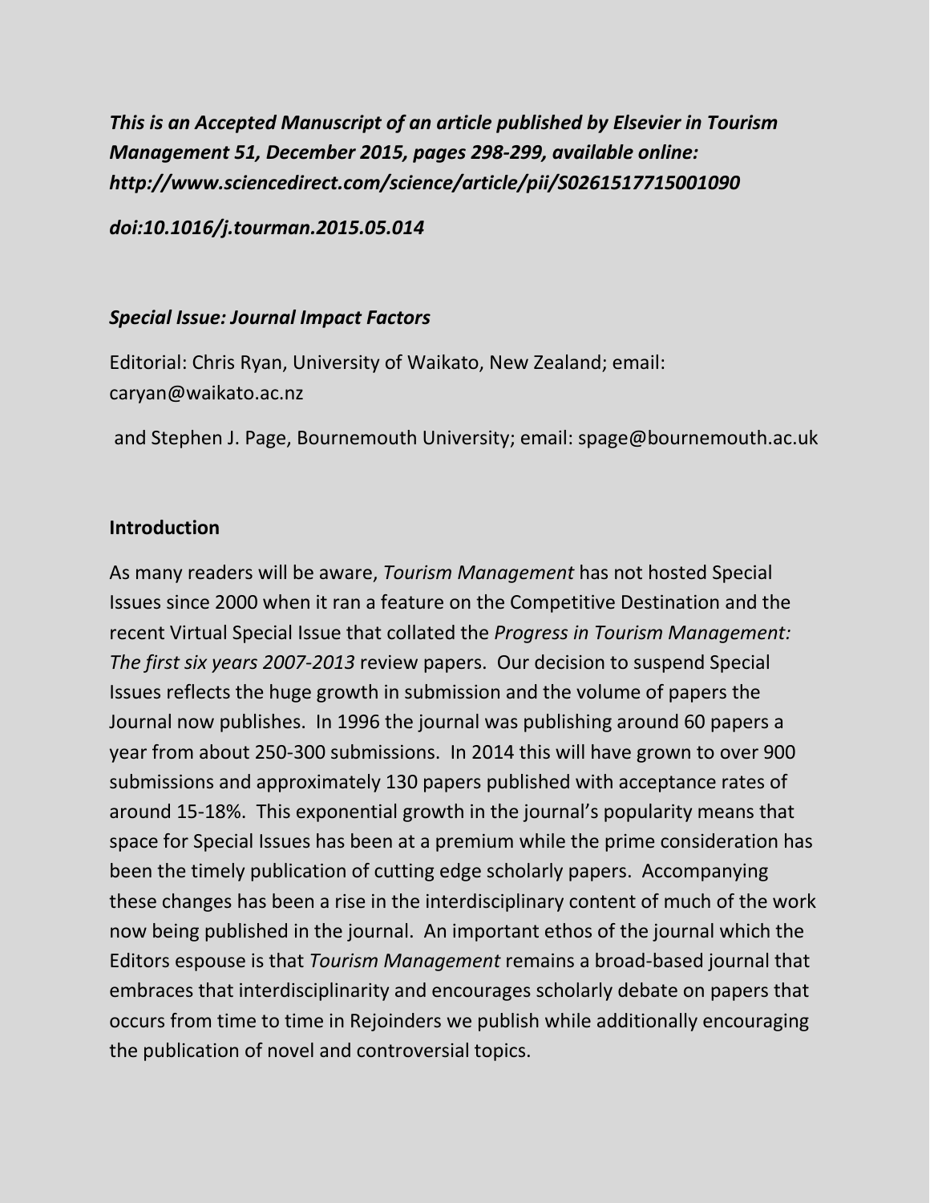***This is an Accepted Manuscript of an article published by Elsevier in Tourism Management 51, December 2015, pages 298-299, available online: http://www.sciencedirect.com/science/article/pii/S0261517715001090***

***doi:10.1016/j.tourman.2015.05.014***

***Special Issue: Journal Impact Factors***

Editorial: Chris Ryan, University of Waikato, New Zealand; email: caryan@waikato.ac.nz

and Stephen J. Page, Bournemouth University; email: spage@bournemouth.ac.uk

## Introduction

As many readers will be aware, *Tourism Management* has not hosted Special Issues since 2000 when it ran a feature on the Competitive Destination and the recent Virtual Special Issue that collated the *Progress in Tourism Management: The first six years 2007-2013* review papers. Our decision to suspend Special Issues reflects the huge growth in submission and the volume of papers the Journal now publishes. In 1996 the journal was publishing around 60 papers a year from about 250-300 submissions. In 2014 this will have grown to over 900 submissions and approximately 130 papers published with acceptance rates of around 15-18%. This exponential growth in the journal's popularity means that space for Special Issues has been at a premium while the prime consideration has been the timely publication of cutting edge scholarly papers. Accompanying these changes has been a rise in the interdisciplinary content of much of the work now being published in the journal. An important ethos of the journal which the Editors espouse is that *Tourism Management* remains a broad-based journal that embraces that interdisciplinarity and encourages scholarly debate on papers that occurs from time to time in Rejoinders we publish while additionally encouraging the publication of novel and controversial topics.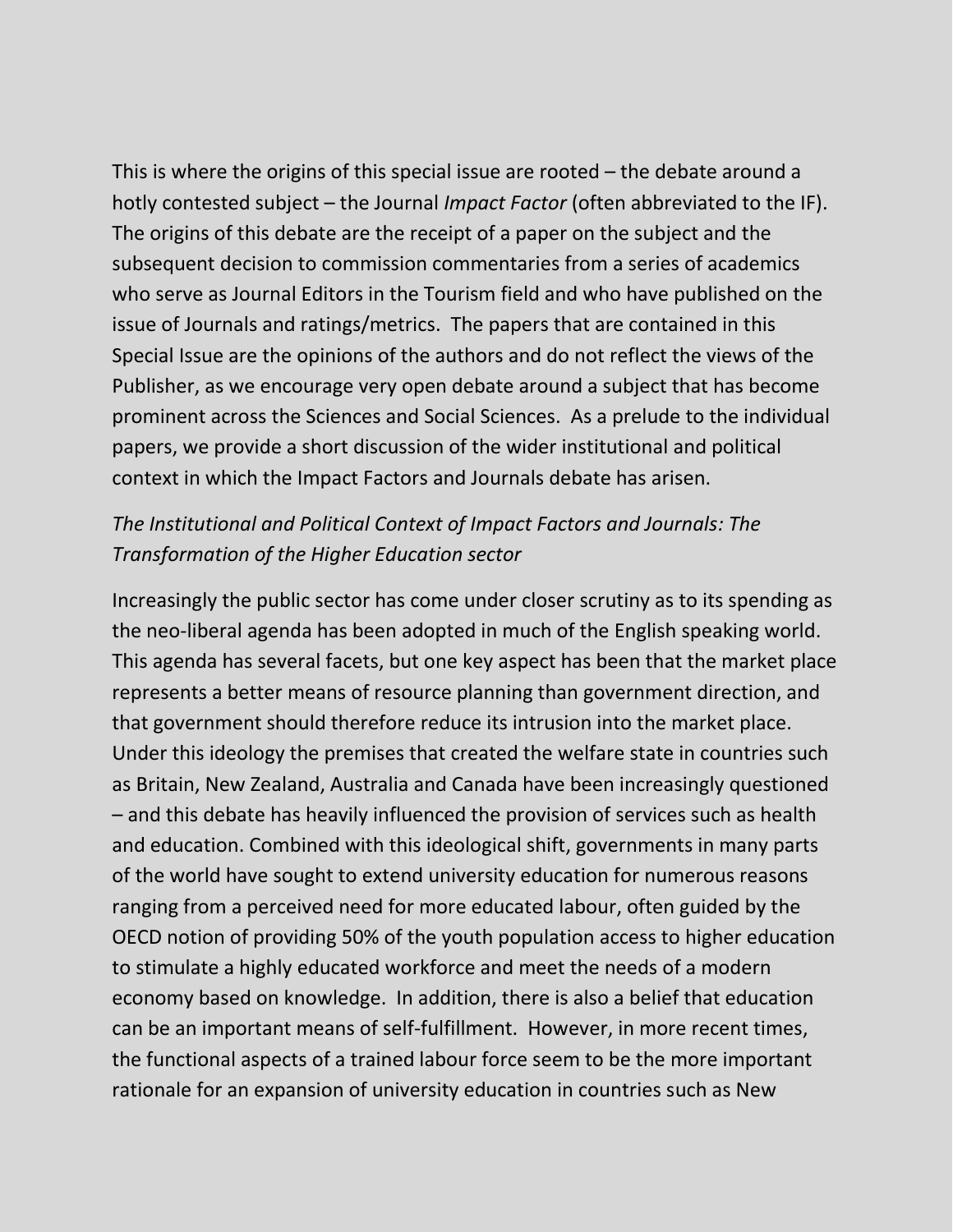This is where the origins of this special issue are rooted – the debate around a hotly contested subject – the Journal *Impact Factor* (often abbreviated to the IF). The origins of this debate are the receipt of a paper on the subject and the subsequent decision to commission commentaries from a series of academics who serve as Journal Editors in the Tourism field and who have published on the issue of Journals and ratings/metrics. The papers that are contained in this Special Issue are the opinions of the authors and do not reflect the views of the Publisher, as we encourage very open debate around a subject that has become prominent across the Sciences and Social Sciences. As a prelude to the individual papers, we provide a short discussion of the wider institutional and political context in which the Impact Factors and Journals debate has arisen.

*The Institutional and Political Context of Impact Factors and Journals: The Transformation of the Higher Education sector*

Increasingly the public sector has come under closer scrutiny as to its spending as the neo-liberal agenda has been adopted in much of the English speaking world. This agenda has several facets, but one key aspect has been that the market place represents a better means of resource planning than government direction, and that government should therefore reduce its intrusion into the market place. Under this ideology the premises that created the welfare state in countries such as Britain, New Zealand, Australia and Canada have been increasingly questioned – and this debate has heavily influenced the provision of services such as health and education. Combined with this ideological shift, governments in many parts of the world have sought to extend university education for numerous reasons ranging from a perceived need for more educated labour, often guided by the OECD notion of providing 50% of the youth population access to higher education to stimulate a highly educated workforce and meet the needs of a modern economy based on knowledge. In addition, there is also a belief that education can be an important means of self-fulfillment. However, in more recent times, the functional aspects of a trained labour force seem to be the more important rationale for an expansion of university education in countries such as New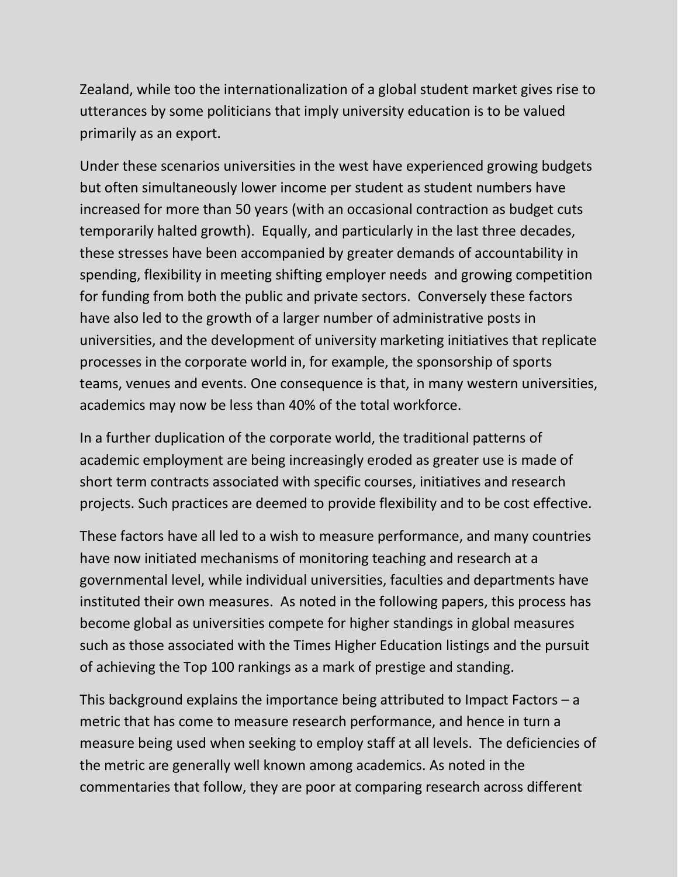Zealand, while too the internationalization of a global student market gives rise to utterances by some politicians that imply university education is to be valued primarily as an export.

Under these scenarios universities in the west have experienced growing budgets but often simultaneously lower income per student as student numbers have increased for more than 50 years (with an occasional contraction as budget cuts temporarily halted growth). Equally, and particularly in the last three decades, these stresses have been accompanied by greater demands of accountability in spending, flexibility in meeting shifting employer needs and growing competition for funding from both the public and private sectors. Conversely these factors have also led to the growth of a larger number of administrative posts in universities, and the development of university marketing initiatives that replicate processes in the corporate world in, for example, the sponsorship of sports teams, venues and events. One consequence is that, in many western universities, academics may now be less than 40% of the total workforce.

In a further duplication of the corporate world, the traditional patterns of academic employment are being increasingly eroded as greater use is made of short term contracts associated with specific courses, initiatives and research projects. Such practices are deemed to provide flexibility and to be cost effective.

These factors have all led to a wish to measure performance, and many countries have now initiated mechanisms of monitoring teaching and research at a governmental level, while individual universities, faculties and departments have instituted their own measures. As noted in the following papers, this process has become global as universities compete for higher standings in global measures such as those associated with the Times Higher Education listings and the pursuit of achieving the Top 100 rankings as a mark of prestige and standing.

This background explains the importance being attributed to Impact Factors – a metric that has come to measure research performance, and hence in turn a measure being used when seeking to employ staff at all levels. The deficiencies of the metric are generally well known among academics. As noted in the commentaries that follow, they are poor at comparing research across different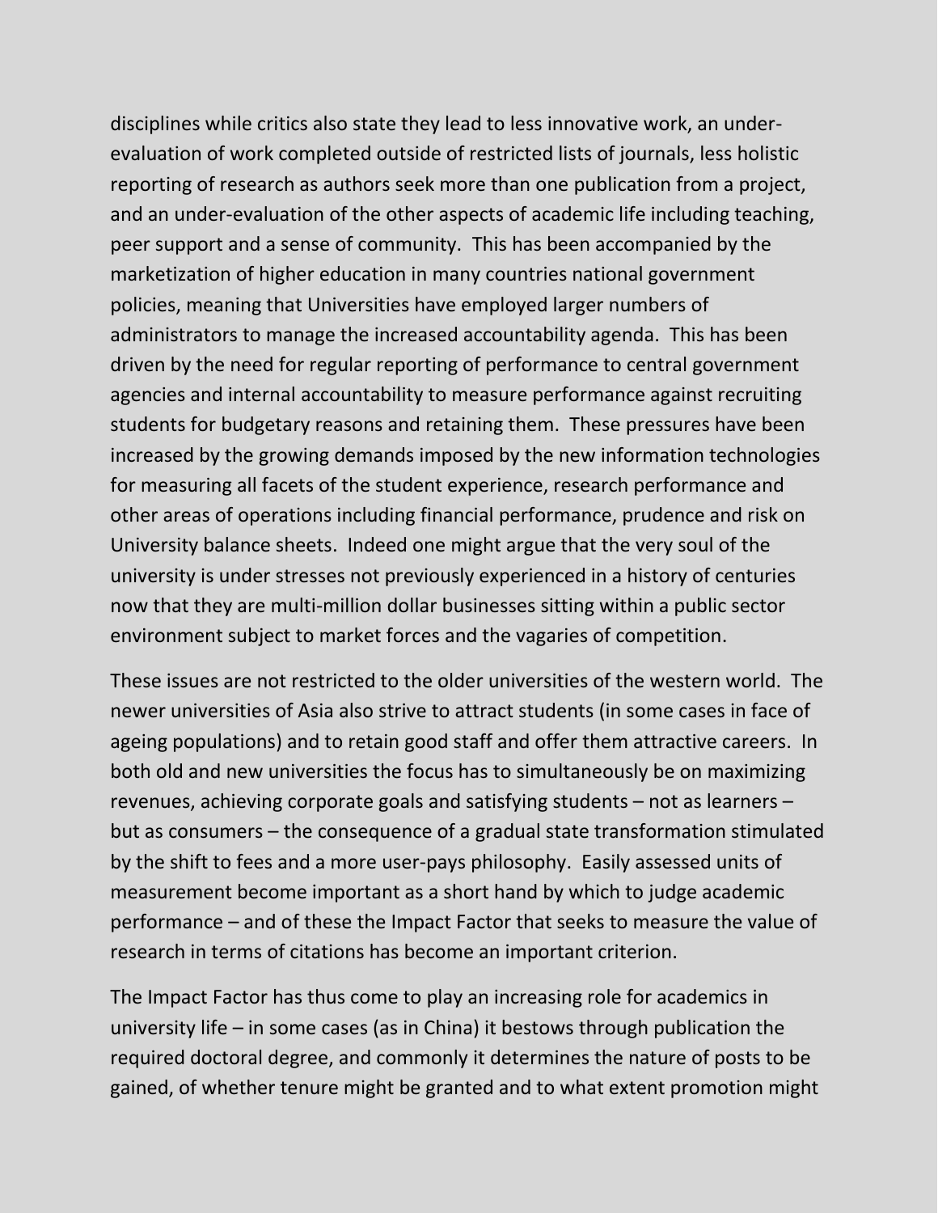disciplines while critics also state they lead to less innovative work, an under-evaluation of work completed outside of restricted lists of journals, less holistic reporting of research as authors seek more than one publication from a project, and an under-evaluation of the other aspects of academic life including teaching, peer support and a sense of community. This has been accompanied by the marketization of higher education in many countries national government policies, meaning that Universities have employed larger numbers of administrators to manage the increased accountability agenda. This has been driven by the need for regular reporting of performance to central government agencies and internal accountability to measure performance against recruiting students for budgetary reasons and retaining them. These pressures have been increased by the growing demands imposed by the new information technologies for measuring all facets of the student experience, research performance and other areas of operations including financial performance, prudence and risk on University balance sheets. Indeed one might argue that the very soul of the university is under stresses not previously experienced in a history of centuries now that they are multi-million dollar businesses sitting within a public sector environment subject to market forces and the vagaries of competition.

These issues are not restricted to the older universities of the western world. The newer universities of Asia also strive to attract students (in some cases in face of ageing populations) and to retain good staff and offer them attractive careers. In both old and new universities the focus has to simultaneously be on maximizing revenues, achieving corporate goals and satisfying students – not as learners – but as consumers – the consequence of a gradual state transformation stimulated by the shift to fees and a more user-pays philosophy. Easily assessed units of measurement become important as a short hand by which to judge academic performance – and of these the Impact Factor that seeks to measure the value of research in terms of citations has become an important criterion.

The Impact Factor has thus come to play an increasing role for academics in university life – in some cases (as in China) it bestows through publication the required doctoral degree, and commonly it determines the nature of posts to be gained, of whether tenure might be granted and to what extent promotion might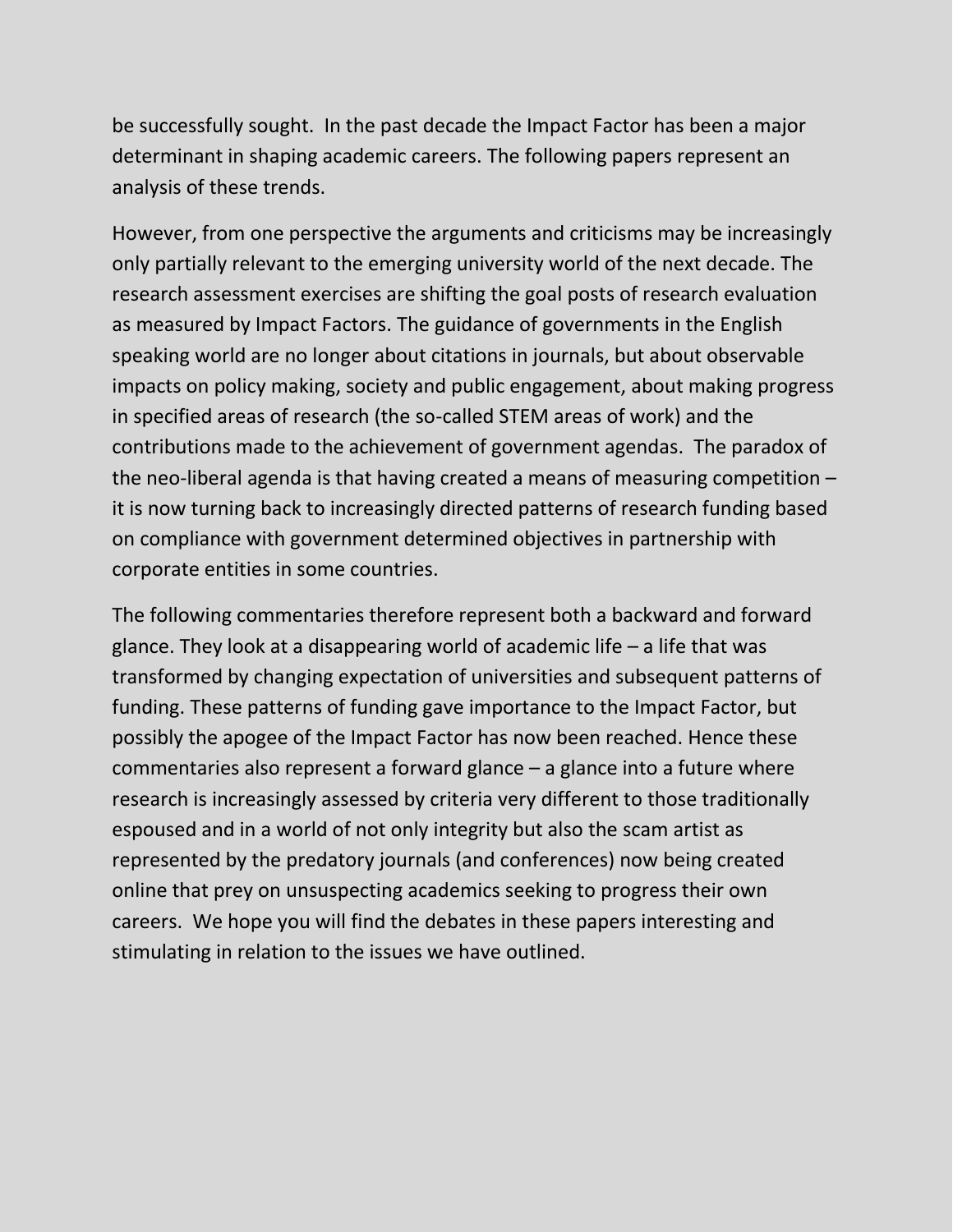be successfully sought. In the past decade the Impact Factor has been a major determinant in shaping academic careers. The following papers represent an analysis of these trends.

However, from one perspective the arguments and criticisms may be increasingly only partially relevant to the emerging university world of the next decade. The research assessment exercises are shifting the goal posts of research evaluation as measured by Impact Factors. The guidance of governments in the English speaking world are no longer about citations in journals, but about observable impacts on policy making, society and public engagement, about making progress in specified areas of research (the so-called STEM areas of work) and the contributions made to the achievement of government agendas. The paradox of the neo-liberal agenda is that having created a means of measuring competition – it is now turning back to increasingly directed patterns of research funding based on compliance with government determined objectives in partnership with corporate entities in some countries.

The following commentaries therefore represent both a backward and forward glance. They look at a disappearing world of academic life – a life that was transformed by changing expectation of universities and subsequent patterns of funding. These patterns of funding gave importance to the Impact Factor, but possibly the apogee of the Impact Factor has now been reached. Hence these commentaries also represent a forward glance – a glance into a future where research is increasingly assessed by criteria very different to those traditionally espoused and in a world of not only integrity but also the scam artist as represented by the predatory journals (and conferences) now being created online that prey on unsuspecting academics seeking to progress their own careers. We hope you will find the debates in these papers interesting and stimulating in relation to the issues we have outlined.